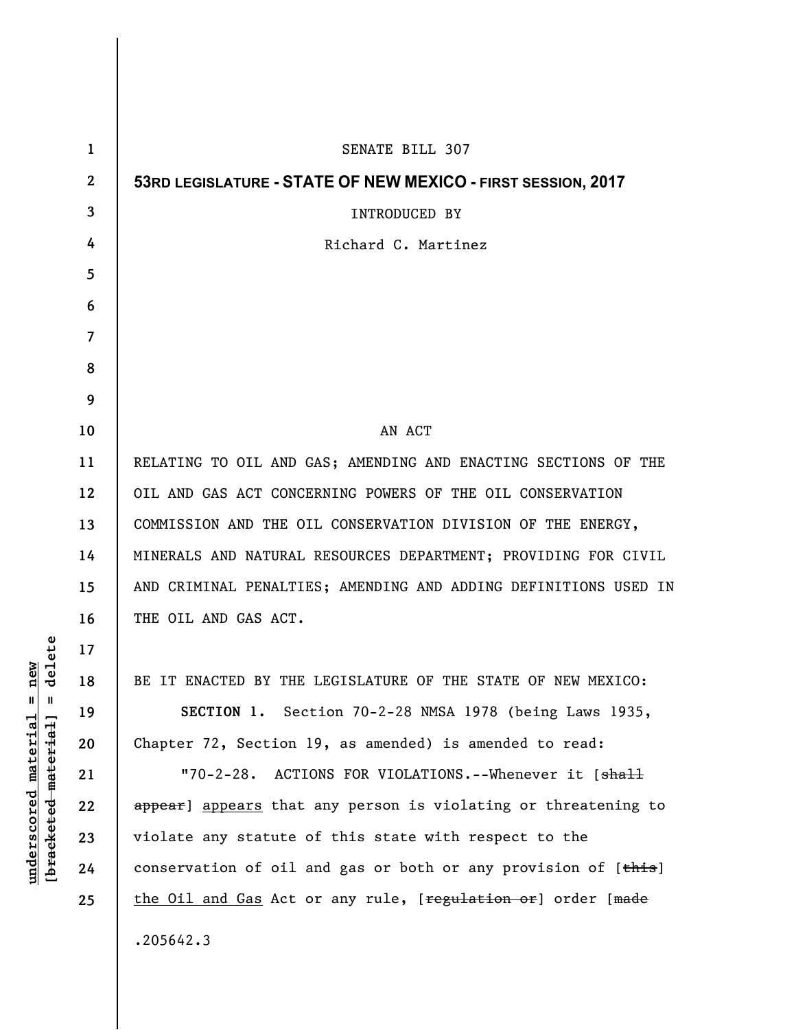SENATE BILL 307

**53RD LEGISLATURE - STATE OF NEW MEXICO - FIRST SESSION, 2017**

INTRODUCED BY

Richard C. Martinez

AN ACT

RELATING TO OIL AND GAS; AMENDING AND ENACTING SECTIONS OF THE OIL AND GAS ACT CONCERNING POWERS OF THE OIL CONSERVATION COMMISSION AND THE OIL CONSERVATION DIVISION OF THE ENERGY, MINERALS AND NATURAL RESOURCES DEPARTMENT; PROVIDING FOR CIVIL AND CRIMINAL PENALTIES; AMENDING AND ADDING DEFINITIONS USED IN THE OIL AND GAS ACT.

BE IT ENACTED BY THE LEGISLATURE OF THE STATE OF NEW MEXICO:

**SECTION 1.** Section 70-2-28 NMSA 1978 (being Laws 1935, Chapter 72, Section 19, as amended) is amended to read:

"70-2-28. ACTIONS FOR VIOLATIONS.--Whenever it [~~shall appear~~] appears that any person is violating or threatening to violate any statute of this state with respect to the conservation of oil and gas or both or any provision of [~~this~~] the Oil and Gas Act or any rule, [~~regulation or~~] order [~~made~~

.205642.3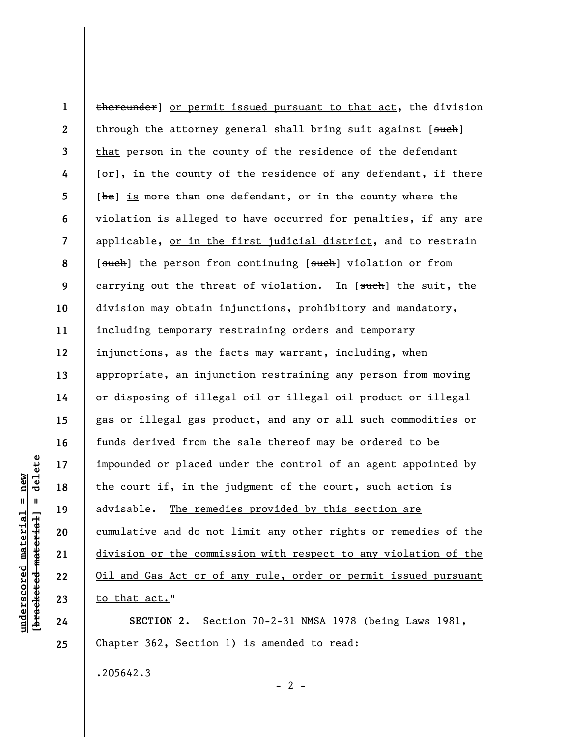~~thereunder~~] <u>or permit issued pursuant to that act</u>, the division through the attorney general shall bring suit against [~~such~~] <u>that</u> person in the county of the residence of the defendant [~~or~~], in the county of the residence of any defendant, if there [~~be~~] <u>is</u> more than one defendant, or in the county where the violation is alleged to have occurred for penalties, if any are applicable, <u>or in the first judicial district</u>, and to restrain [~~such~~] <u>the</u> person from continuing [~~such~~] violation or from carrying out the threat of violation. In [~~such~~] <u>the</u> suit, the division may obtain injunctions, prohibitory and mandatory, including temporary restraining orders and temporary injunctions, as the facts may warrant, including, when appropriate, an injunction restraining any person from moving or disposing of illegal oil or illegal oil product or illegal gas or illegal gas product, and any or all such commodities or funds derived from the sale thereof may be ordered to be impounded or placed under the control of an agent appointed by the court if, in the judgment of the court, such action is advisable. <u>The remedies provided by this section are cumulative and do not limit any other rights or remedies of the division or the commission with respect to any violation of the Oil and Gas Act or of any rule, order or permit issued pursuant to that act.</u>"

**SECTION 2.** Section 70-2-31 NMSA 1978 (being Laws 1981, Chapter 362, Section 1) is amended to read:

.205642.3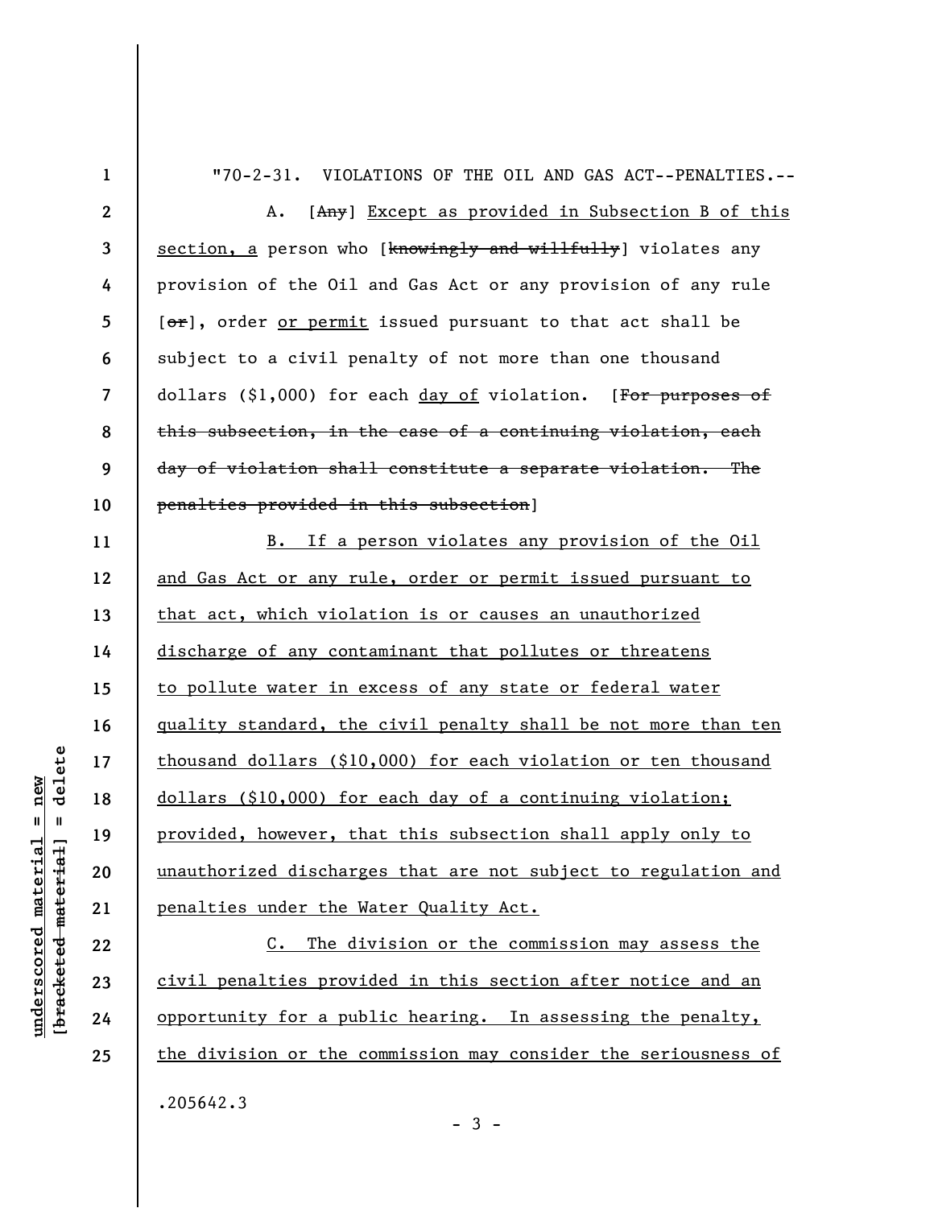"70-2-31. VIOLATIONS OF THE OIL AND GAS ACT--PENALTIES.--

A. [~~Any~~] <u>Except as provided in Subsection B of this section, a</u> person who [~~knowingly and willfully~~] violates any provision of the Oil and Gas Act or any provision of any rule [~~or~~], order <u>or permit</u> issued pursuant to that act shall be subject to a civil penalty of not more than one thousand dollars ($1,000) for each <u>day of</u> violation. [~~For purposes of this subsection, in the case of a continuing violation, each day of violation shall constitute a separate violation. The penalties provided in this subsection~~]

<u>B. If a person violates any provision of the Oil and Gas Act or any rule, order or permit issued pursuant to that act, which violation is or causes an unauthorized discharge of any contaminant that pollutes or threatens to pollute water in excess of any state or federal water quality standard, the civil penalty shall be not more than ten thousand dollars ($10,000) for each violation or ten thousand dollars ($10,000) for each day of a continuing violation; provided, however, that this subsection shall apply only to unauthorized discharges that are not subject to regulation and penalties under the Water Quality Act.</u>

<u>C. The division or the commission may assess the civil penalties provided in this section after notice and an opportunity for a public hearing. In assessing the penalty, the division or the commission may consider the seriousness of</u>

.205642.3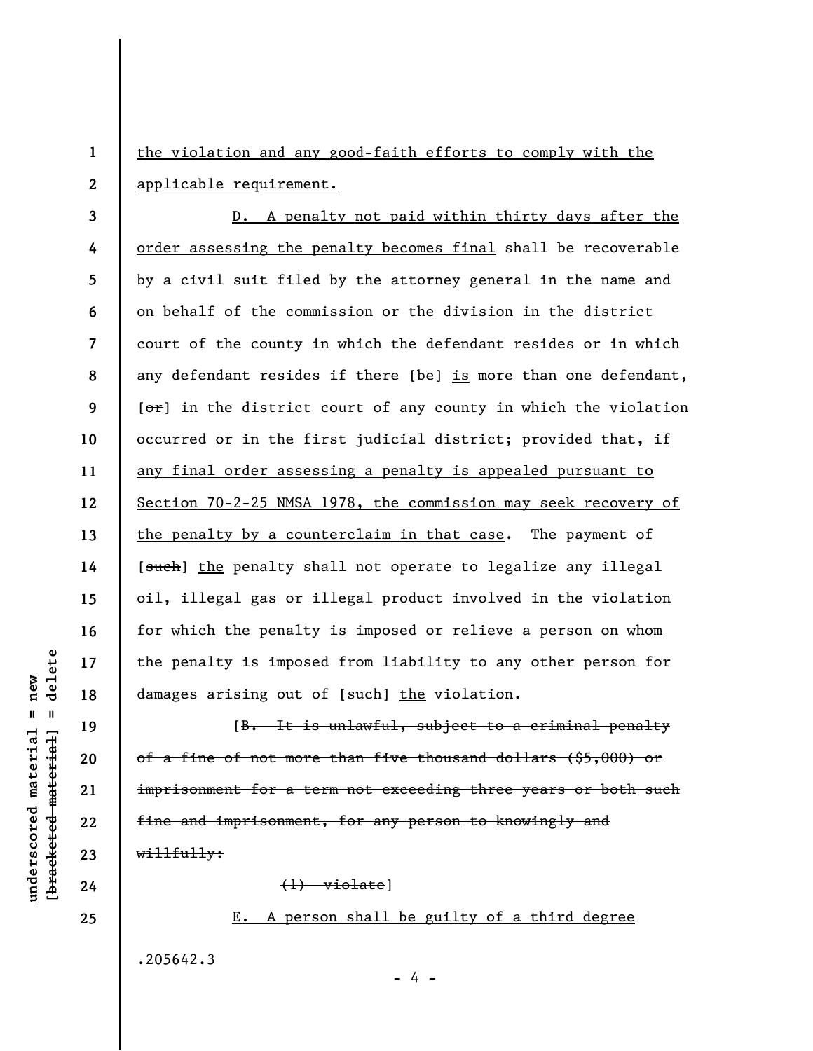the violation and any good-faith efforts to comply with the applicable requirement.

D. A penalty not paid within thirty days after the order assessing the penalty becomes final shall be recoverable by a civil suit filed by the attorney general in the name and on behalf of the commission or the division in the district court of the county in which the defendant resides or in which any defendant resides if there [~~be~~] is more than one defendant, [~~or~~] in the district court of any county in which the violation occurred or in the first judicial district; provided that, if any final order assessing a penalty is appealed pursuant to Section 70-2-25 NMSA 1978, the commission may seek recovery of the penalty by a counterclaim in that case. The payment of [~~such~~] the penalty shall not operate to legalize any illegal oil, illegal gas or illegal product involved in the violation for which the penalty is imposed or relieve a person on whom the penalty is imposed from liability to any other person for damages arising out of [~~such~~] the violation.

[~~B. It is unlawful, subject to a criminal penalty of a fine of not more than five thousand dollars ($5,000) or imprisonment for a term not exceeding three years or both such fine and imprisonment, for any person to knowingly and willfully:~~

~~(1) violate~~]

E. A person shall be guilty of a third degree

.205642.3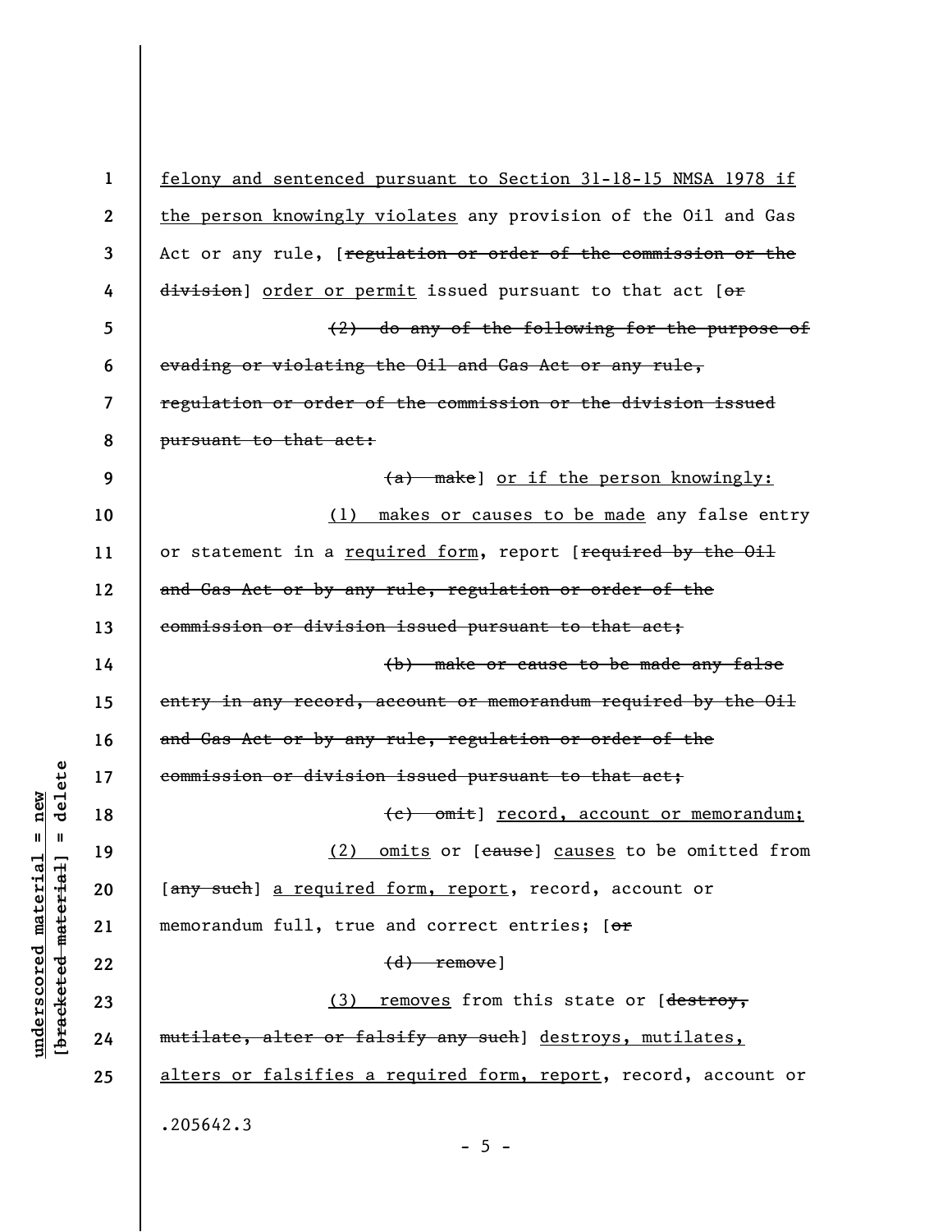felony and sentenced pursuant to Section 31-18-15 NMSA 1978 if the person knowingly violates any provision of the Oil and Gas Act or any rule, [~~regulation or order of the commission or the division~~] order or permit issued pursuant to that act [~~or~~

~~(2) do any of the following for the purpose of evading or violating the Oil and Gas Act or any rule, regulation or order of the commission or the division issued pursuant to that act:~~

~~(a) make~~] or if the person knowingly:

(1) makes or causes to be made any false entry or statement in a required form, report [~~required by the Oil and Gas Act or by any rule, regulation or order of the commission or division issued pursuant to that act;~~

~~(b) make or cause to be made any false entry in any record, account or memorandum required by the Oil and Gas Act or by any rule, regulation or order of the commission or division issued pursuant to that act;~~

~~(c) omit~~] record, account or memorandum;

(2) omits or [~~cause~~] causes to be omitted from [~~any such~~] a required form, report, record, account or memorandum full, true and correct entries; [~~or~~

~~(d) remove~~]

(3) removes from this state or [~~destroy, mutilate, alter or falsify any such~~] destroys, mutilates, alters or falsifies a required form, report, record, account or

.205642.3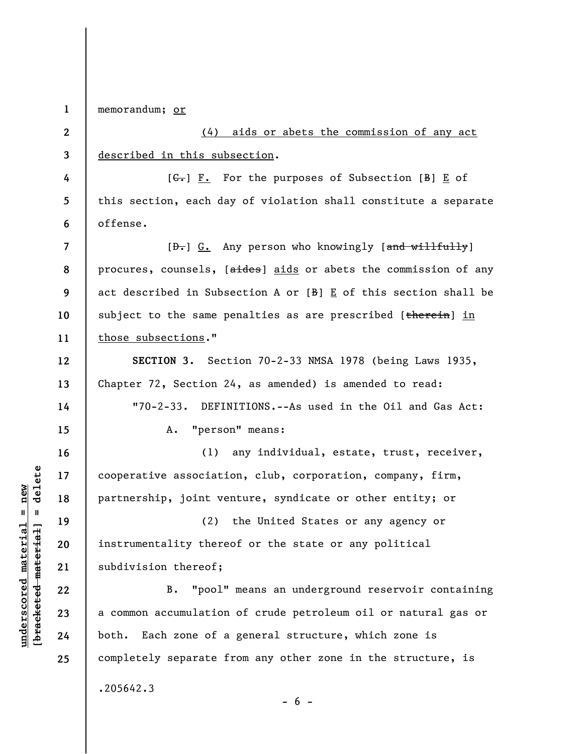memorandum; or

(4) aids or abets the commission of any act described in this subsection.

[C.] F. For the purposes of Subsection [B] E of this section, each day of violation shall constitute a separate offense.

[D.] G. Any person who knowingly [and willfully] procures, counsels, [aides] aids or abets the commission of any act described in Subsection A or [B] E of this section shall be subject to the same penalties as are prescribed [therein] in those subsections."

**SECTION 3.** Section 70-2-33 NMSA 1978 (being Laws 1935, Chapter 72, Section 24, as amended) is amended to read:

"70-2-33. DEFINITIONS.--As used in the Oil and Gas Act:

A. "person" means:

(1) any individual, estate, trust, receiver, cooperative association, club, corporation, company, firm, partnership, joint venture, syndicate or other entity; or

(2) the United States or any agency or instrumentality thereof or the state or any political subdivision thereof;

B. "pool" means an underground reservoir containing a common accumulation of crude petroleum oil or natural gas or both. Each zone of a general structure, which zone is completely separate from any other zone in the structure, is

.205642.3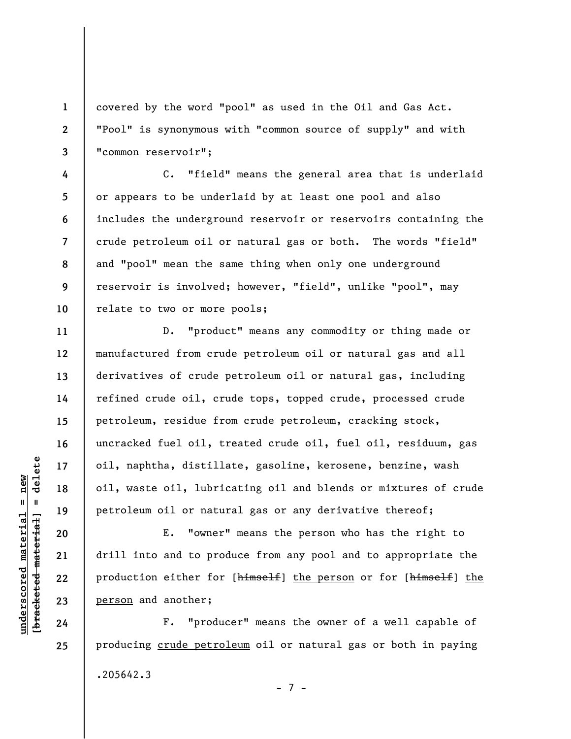covered by the word "pool" as used in the Oil and Gas Act. "Pool" is synonymous with "common source of supply" and with "common reservoir";

C. "field" means the general area that is underlaid or appears to be underlaid by at least one pool and also includes the underground reservoir or reservoirs containing the crude petroleum oil or natural gas or both. The words "field" and "pool" mean the same thing when only one underground reservoir is involved; however, "field", unlike "pool", may relate to two or more pools;

D. "product" means any commodity or thing made or manufactured from crude petroleum oil or natural gas and all derivatives of crude petroleum oil or natural gas, including refined crude oil, crude tops, topped crude, processed crude petroleum, residue from crude petroleum, cracking stock, uncracked fuel oil, treated crude oil, fuel oil, residuum, gas oil, naphtha, distillate, gasoline, kerosene, benzine, wash oil, waste oil, lubricating oil and blends or mixtures of crude petroleum oil or natural gas or any derivative thereof;

E. "owner" means the person who has the right to drill into and to produce from any pool and to appropriate the production either for [~~himself~~] <u>the person</u> or for [~~himself~~] <u>the person</u> and another;

F. "producer" means the owner of a well capable of producing <u>crude petroleum</u> oil or natural gas or both in paying

.205642.3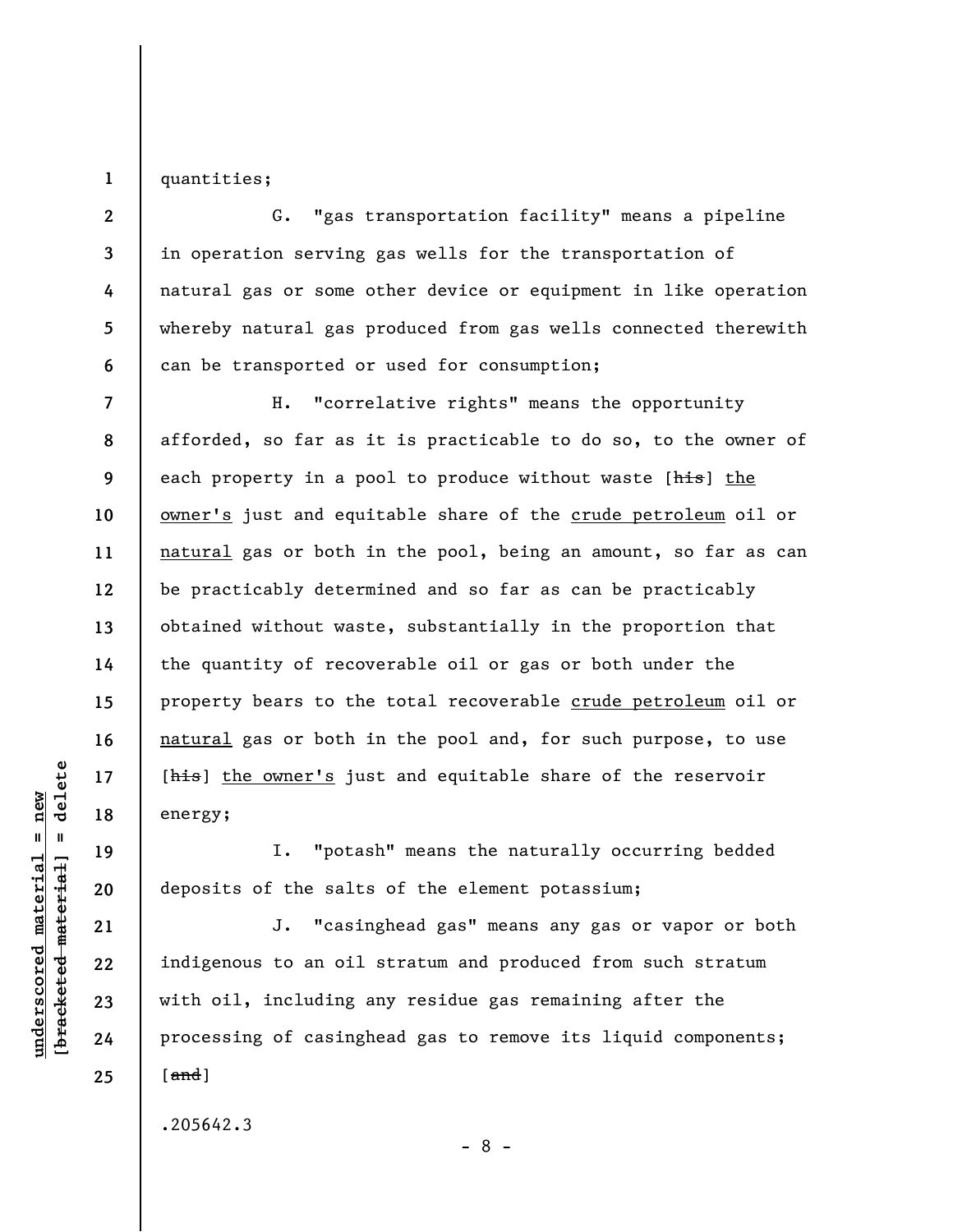quantities;

G. "gas transportation facility" means a pipeline in operation serving gas wells for the transportation of natural gas or some other device or equipment in like operation whereby natural gas produced from gas wells connected therewith can be transported or used for consumption;

H. "correlative rights" means the opportunity afforded, so far as it is practicable to do so, to the owner of each property in a pool to produce without waste [~~his~~] <u>the owner's</u> just and equitable share of the <u>crude petroleum</u> oil or <u>natural</u> gas or both in the pool, being an amount, so far as can be practicably determined and so far as can be practicably obtained without waste, substantially in the proportion that the quantity of recoverable oil or gas or both under the property bears to the total recoverable <u>crude petroleum</u> oil or <u>natural</u> gas or both in the pool and, for such purpose, to use [~~his~~] <u>the owner's</u> just and equitable share of the reservoir energy;

I. "potash" means the naturally occurring bedded deposits of the salts of the element potassium;

J. "casinghead gas" means any gas or vapor or both indigenous to an oil stratum and produced from such stratum with oil, including any residue gas remaining after the processing of casinghead gas to remove its liquid components; [~~and~~]

.205642.3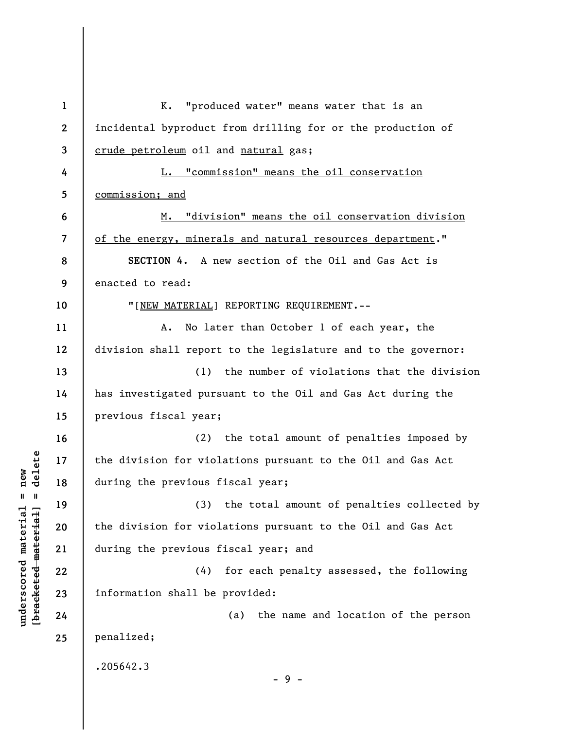K. "produced water" means water that is an incidental byproduct from drilling for or the production of <u>crude petroleum</u> oil and <u>natural</u> gas;

<u>L. "commission" means the oil conservation commission; and</u>

<u>M. "division" means the oil conservation division of the energy, minerals and natural resources department</u>."

**SECTION 4.** A new section of the Oil and Gas Act is enacted to read:

"[<u>NEW MATERIAL</u>] REPORTING REQUIREMENT.--

A. No later than October 1 of each year, the division shall report to the legislature and to the governor:

(1) the number of violations that the division has investigated pursuant to the Oil and Gas Act during the previous fiscal year;

(2) the total amount of penalties imposed by the division for violations pursuant to the Oil and Gas Act during the previous fiscal year;

(3) the total amount of penalties collected by the division for violations pursuant to the Oil and Gas Act during the previous fiscal year; and

(4) for each penalty assessed, the following information shall be provided:

(a) the name and location of the person penalized;

.205642.3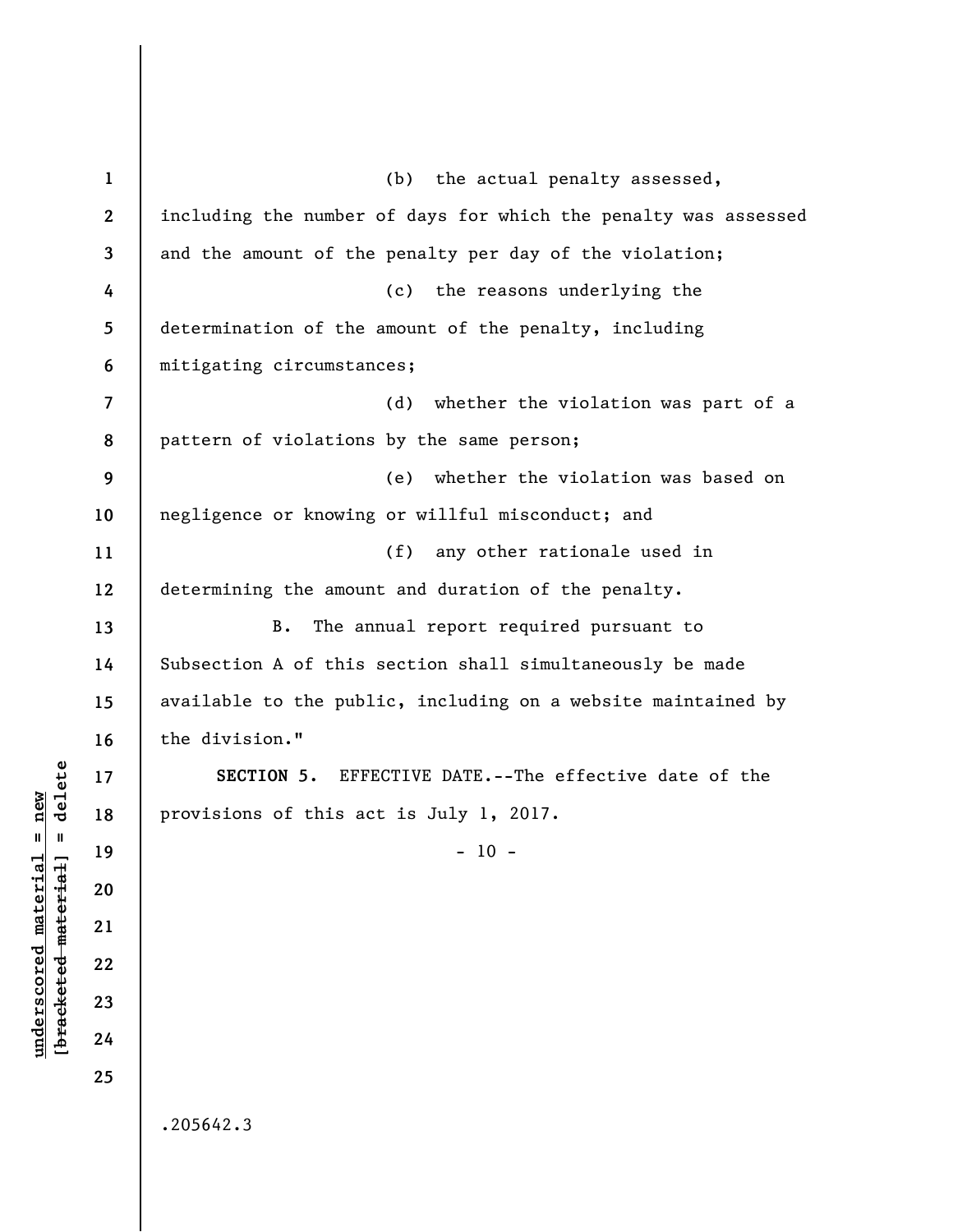(b) the actual penalty assessed, including the number of days for which the penalty was assessed and the amount of the penalty per day of the violation;

(c) the reasons underlying the determination of the amount of the penalty, including mitigating circumstances;

(d) whether the violation was part of a pattern of violations by the same person;

(e) whether the violation was based on negligence or knowing or willful misconduct; and

(f) any other rationale used in determining the amount and duration of the penalty.

B. The annual report required pursuant to Subsection A of this section shall simultaneously be made available to the public, including on a website maintained by the division."

**SECTION 5.** EFFECTIVE DATE.--The effective date of the provisions of this act is July 1, 2017.